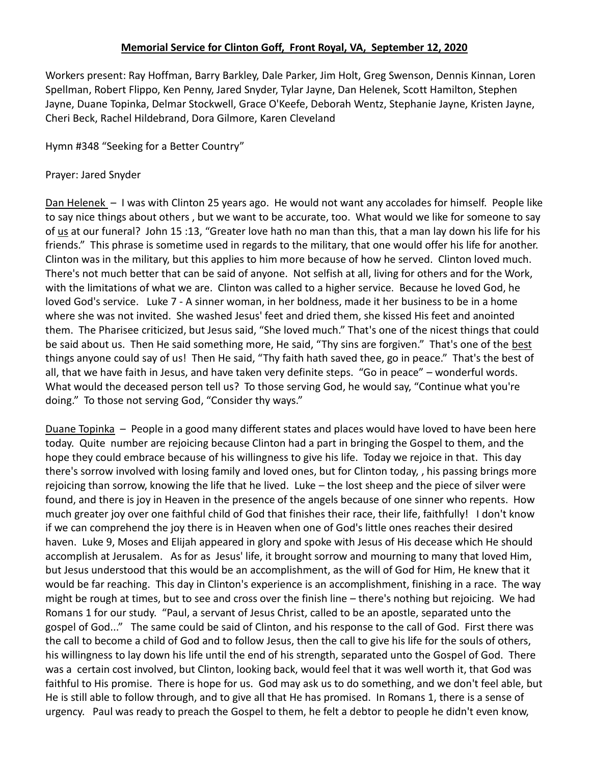**Memorial Service for Clinton Goff, Front Royal, VA, September 12, 2020**

Workers present: Ray Hoffman, Barry Barkley, Dale Parker, Jim Holt, Greg Swenson, Dennis Kinnan, Loren Spellman, Robert Flippo, Ken Penny, Jared Snyder, Tylar Jayne, Dan Helenek, Scott Hamilton, Stephen Jayne, Duane Topinka, Delmar Stockwell, Grace O'Keefe, Deborah Wentz, Stephanie Jayne, Kristen Jayne, Cheri Beck, Rachel Hildebrand, Dora Gilmore, Karen Cleveland

Hymn #348 "Seeking for a Better Country"

Prayer: Jared Snyder

Dan Helenek – I was with Clinton 25 years ago. He would not want any accolades for himself. People like to say nice things about others , but we want to be accurate, too. What would we like for someone to say of us at our funeral? John 15 :13, "Greater love hath no man than this, that a man lay down his life for his friends." This phrase is sometime used in regards to the military, that one would offer his life for another. Clinton was in the military, but this applies to him more because of how he served. Clinton loved much. There's not much better that can be said of anyone. Not selfish at all, living for others and for the Work, with the limitations of what we are. Clinton was called to a higher service. Because he loved God, he loved God's service. Luke 7 - A sinner woman, in her boldness, made it her business to be in a home where she was not invited. She washed Jesus' feet and dried them, she kissed His feet and anointed them. The Pharisee criticized, but Jesus said, "She loved much." That's one of the nicest things that could be said about us. Then He said something more, He said, "Thy sins are forgiven." That's one of the best things anyone could say of us! Then He said, "Thy faith hath saved thee, go in peace." That's the best of all, that we have faith in Jesus, and have taken very definite steps. "Go in peace" – wonderful words. What would the deceased person tell us? To those serving God, he would say, "Continue what you're doing." To those not serving God, "Consider thy ways."

Duane Topinka – People in a good many different states and places would have loved to have been here today. Quite number are rejoicing because Clinton had a part in bringing the Gospel to them, and the hope they could embrace because of his willingness to give his life. Today we rejoice in that. This day there's sorrow involved with losing family and loved ones, but for Clinton today, , his passing brings more rejoicing than sorrow, knowing the life that he lived. Luke – the lost sheep and the piece of silver were found, and there is joy in Heaven in the presence of the angels because of one sinner who repents. How much greater joy over one faithful child of God that finishes their race, their life, faithfully! I don't know if we can comprehend the joy there is in Heaven when one of God's little ones reaches their desired haven. Luke 9, Moses and Elijah appeared in glory and spoke with Jesus of His decease which He should accomplish at Jerusalem. As for as Jesus' life, it brought sorrow and mourning to many that loved Him, but Jesus understood that this would be an accomplishment, as the will of God for Him, He knew that it would be far reaching. This day in Clinton's experience is an accomplishment, finishing in a race. The way might be rough at times, but to see and cross over the finish line – there's nothing but rejoicing. We had Romans 1 for our study. "Paul, a servant of Jesus Christ, called to be an apostle, separated unto the gospel of God..." The same could be said of Clinton, and his response to the call of God. First there was the call to become a child of God and to follow Jesus, then the call to give his life for the souls of others, his willingness to lay down his life until the end of his strength, separated unto the Gospel of God. There was a certain cost involved, but Clinton, looking back, would feel that it was well worth it, that God was faithful to His promise. There is hope for us. God may ask us to do something, and we don't feel able, but He is still able to follow through, and to give all that He has promised. In Romans 1, there is a sense of urgency. Paul was ready to preach the Gospel to them, he felt a debtor to people he didn't even know,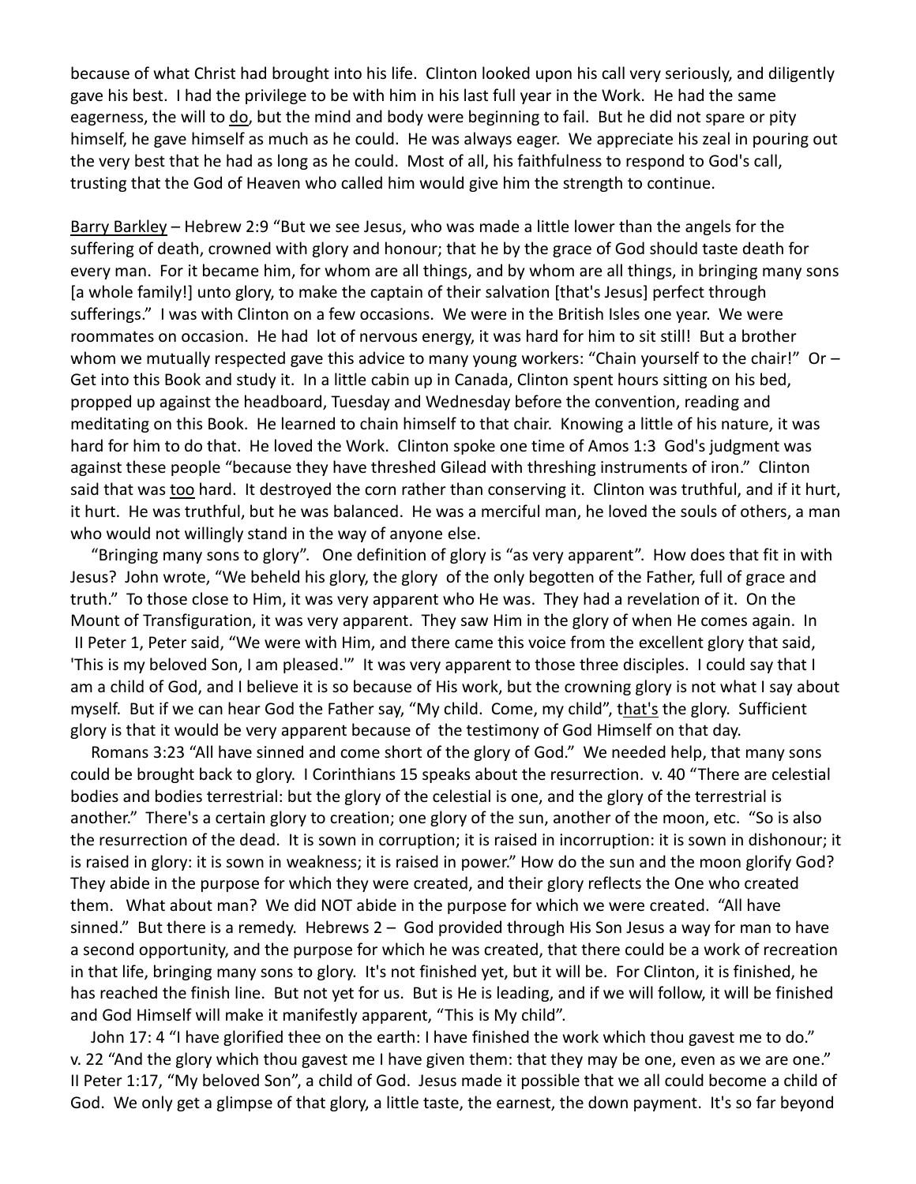because of what Christ had brought into his life. Clinton looked upon his call very seriously, and diligently gave his best. I had the privilege to be with him in his last full year in the Work. He had the same eagerness, the will to <u>do</u>, but the mind and body were beginning to fail. But he did not spare or pity himself, he gave himself as much as he could. He was always eager. We appreciate his zeal in pouring out the very best that he had as long as he could. Most of all, his faithfulness to respond to God's call, trusting that the God of Heaven who called him would give him the strength to continue.

<u>Barry Barkley</u> – Hebrew 2:9 "But we see Jesus, who was made a little lower than the angels for the suffering of death, crowned with glory and honour; that he by the grace of God should taste death for every man. For it became him, for whom are all things, and by whom are all things, in bringing many sons [a whole family!] unto glory, to make the captain of their salvation [that's Jesus] perfect through sufferings." I was with Clinton on a few occasions. We were in the British Isles one year. We were roommates on occasion. He had lot of nervous energy, it was hard for him to sit still! But a brother whom we mutually respected gave this advice to many young workers: "Chain yourself to the chair!" Or – Get into this Book and study it. In a little cabin up in Canada, Clinton spent hours sitting on his bed, propped up against the headboard, Tuesday and Wednesday before the convention, reading and meditating on this Book. He learned to chain himself to that chair. Knowing a little of his nature, it was hard for him to do that. He loved the Work. Clinton spoke one time of Amos 1:3 God's judgment was against these people "because they have threshed Gilead with threshing instruments of iron." Clinton said that was <u>too</u> hard. It destroyed the corn rather than conserving it. Clinton was truthful, and if it hurt, it hurt. He was truthful, but he was balanced. He was a merciful man, he loved the souls of others, a man who would not willingly stand in the way of anyone else.

"Bringing many sons to glory". One definition of glory is "as very apparent". How does that fit in with Jesus? John wrote, "We beheld his glory, the glory of the only begotten of the Father, full of grace and truth." To those close to Him, it was very apparent who He was. They had a revelation of it. On the Mount of Transfiguration, it was very apparent. They saw Him in the glory of when He comes again. In II Peter 1, Peter said, "We were with Him, and there came this voice from the excellent glory that said, 'This is my beloved Son, I am pleased.'" It was very apparent to those three disciples. I could say that I am a child of God, and I believe it is so because of His work, but the crowning glory is not what I say about myself. But if we can hear God the Father say, "My child. Come, my child", <u>that's</u> the glory. Sufficient glory is that it would be very apparent because of the testimony of God Himself on that day.

Romans 3:23 "All have sinned and come short of the glory of God." We needed help, that many sons could be brought back to glory. I Corinthians 15 speaks about the resurrection. v. 40 "There are celestial bodies and bodies terrestrial: but the glory of the celestial is one, and the glory of the terrestrial is another." There's a certain glory to creation; one glory of the sun, another of the moon, etc. "So is also the resurrection of the dead. It is sown in corruption; it is raised in incorruption: it is sown in dishonour; it is raised in glory: it is sown in weakness; it is raised in power." How do the sun and the moon glorify God? They abide in the purpose for which they were created, and their glory reflects the One who created them. What about man? We did NOT abide in the purpose for which we were created. "All have sinned." But there is a remedy. Hebrews 2 – God provided through His Son Jesus a way for man to have a second opportunity, and the purpose for which he was created, that there could be a work of recreation in that life, bringing many sons to glory. It's not finished yet, but it will be. For Clinton, it is finished, he has reached the finish line. But not yet for us. But is He is leading, and if we will follow, it will be finished and God Himself will make it manifestly apparent, "This is My child".

John 17: 4 "I have glorified thee on the earth: I have finished the work which thou gavest me to do." v. 22 "And the glory which thou gavest me I have given them: that they may be one, even as we are one." II Peter 1:17, "My beloved Son", a child of God. Jesus made it possible that we all could become a child of God. We only get a glimpse of that glory, a little taste, the earnest, the down payment. It's so far beyond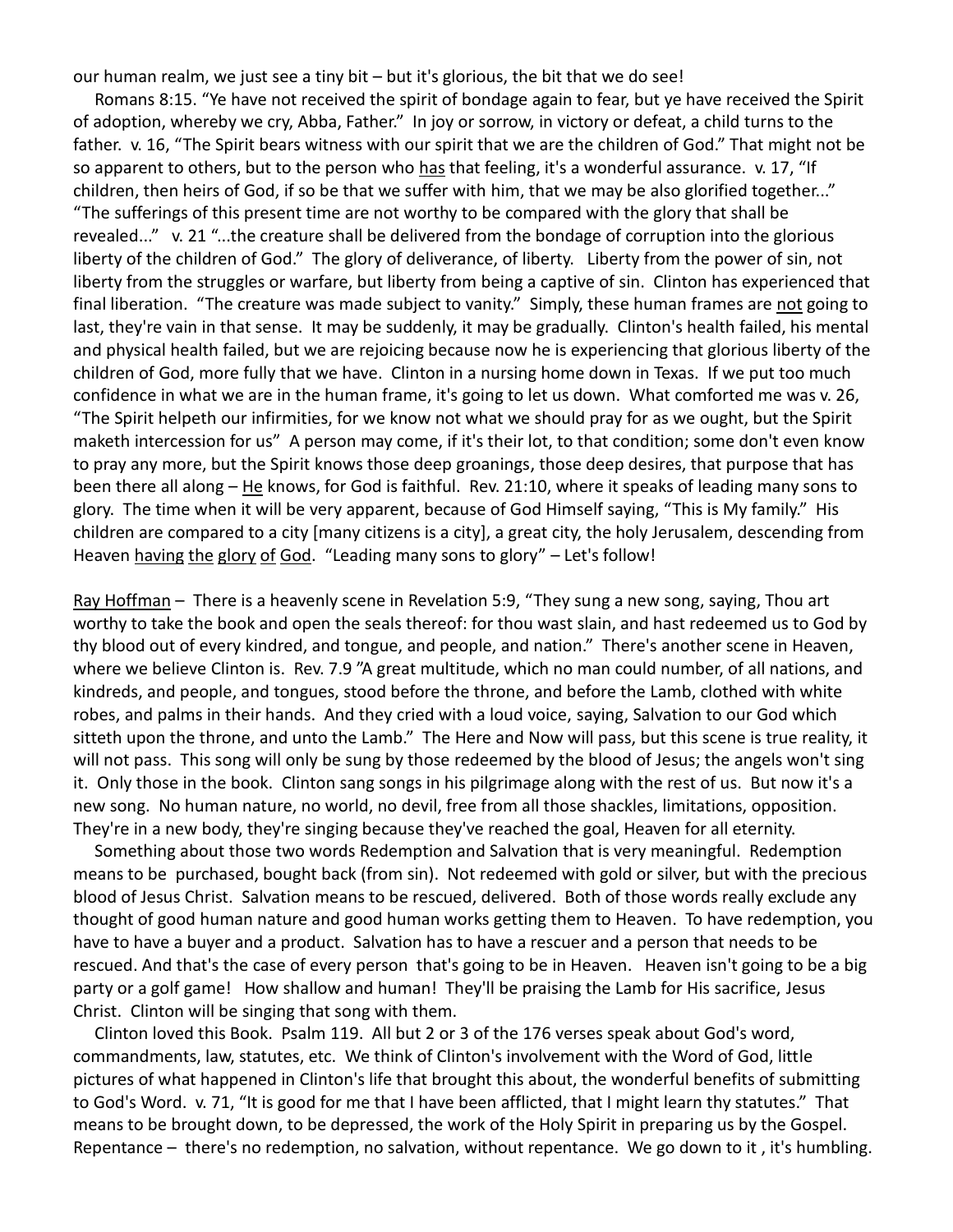our human realm, we just see a tiny bit – but it's glorious, the bit that we do see!

Romans 8:15. "Ye have not received the spirit of bondage again to fear, but ye have received the Spirit of adoption, whereby we cry, Abba, Father." In joy or sorrow, in victory or defeat, a child turns to the father. v. 16, "The Spirit bears witness with our spirit that we are the children of God." That might not be so apparent to others, but to the person who <u>has</u> that feeling, it's a wonderful assurance. v. 17, "If children, then heirs of God, if so be that we suffer with him, that we may be also glorified together..." "The sufferings of this present time are not worthy to be compared with the glory that shall be revealed..." v. 21 "...the creature shall be delivered from the bondage of corruption into the glorious liberty of the children of God." The glory of deliverance, of liberty. Liberty from the power of sin, not liberty from the struggles or warfare, but liberty from being a captive of sin. Clinton has experienced that final liberation. "The creature was made subject to vanity." Simply, these human frames are <u>not</u> going to last, they're vain in that sense. It may be suddenly, it may be gradually. Clinton's health failed, his mental and physical health failed, but we are rejoicing because now he is experiencing that glorious liberty of the children of God, more fully that we have. Clinton in a nursing home down in Texas. If we put too much confidence in what we are in the human frame, it's going to let us down. What comforted me was v. 26, "The Spirit helpeth our infirmities, for we know not what we should pray for as we ought, but the Spirit maketh intercession for us" A person may come, if it's their lot, to that condition; some don't even know to pray any more, but the Spirit knows those deep groanings, those deep desires, that purpose that has been there all along – <u>He</u> knows, for God is faithful. Rev. 21:10, where it speaks of leading many sons to glory. The time when it will be very apparent, because of God Himself saying, "This is My family." His children are compared to a city [many citizens is a city], a great city, the holy Jerusalem, descending from Heaven <u>having the glory of God</u>. "Leading many sons to glory" – Let's follow!

<u>Ray Hoffman</u> – There is a heavenly scene in Revelation 5:9, "They sung a new song, saying, Thou art worthy to take the book and open the seals thereof: for thou wast slain, and hast redeemed us to God by thy blood out of every kindred, and tongue, and people, and nation." There's another scene in Heaven, where we believe Clinton is. Rev. 7.9 "A great multitude, which no man could number, of all nations, and kindreds, and people, and tongues, stood before the throne, and before the Lamb, clothed with white robes, and palms in their hands. And they cried with a loud voice, saying, Salvation to our God which sitteth upon the throne, and unto the Lamb." The Here and Now will pass, but this scene is true reality, it will not pass. This song will only be sung by those redeemed by the blood of Jesus; the angels won't sing it. Only those in the book. Clinton sang songs in his pilgrimage along with the rest of us. But now it's a new song. No human nature, no world, no devil, free from all those shackles, limitations, opposition. They're in a new body, they're singing because they've reached the goal, Heaven for all eternity.

Something about those two words Redemption and Salvation that is very meaningful. Redemption means to be purchased, bought back (from sin). Not redeemed with gold or silver, but with the precious blood of Jesus Christ. Salvation means to be rescued, delivered. Both of those words really exclude any thought of good human nature and good human works getting them to Heaven. To have redemption, you have to have a buyer and a product. Salvation has to have a rescuer and a person that needs to be rescued. And that's the case of every person that's going to be in Heaven. Heaven isn't going to be a big party or a golf game! How shallow and human! They'll be praising the Lamb for His sacrifice, Jesus Christ. Clinton will be singing that song with them.

Clinton loved this Book. Psalm 119. All but 2 or 3 of the 176 verses speak about God's word, commandments, law, statutes, etc. We think of Clinton's involvement with the Word of God, little pictures of what happened in Clinton's life that brought this about, the wonderful benefits of submitting to God's Word. v. 71, "It is good for me that I have been afflicted, that I might learn thy statutes." That means to be brought down, to be depressed, the work of the Holy Spirit in preparing us by the Gospel. Repentance – there's no redemption, no salvation, without repentance. We go down to it , it's humbling.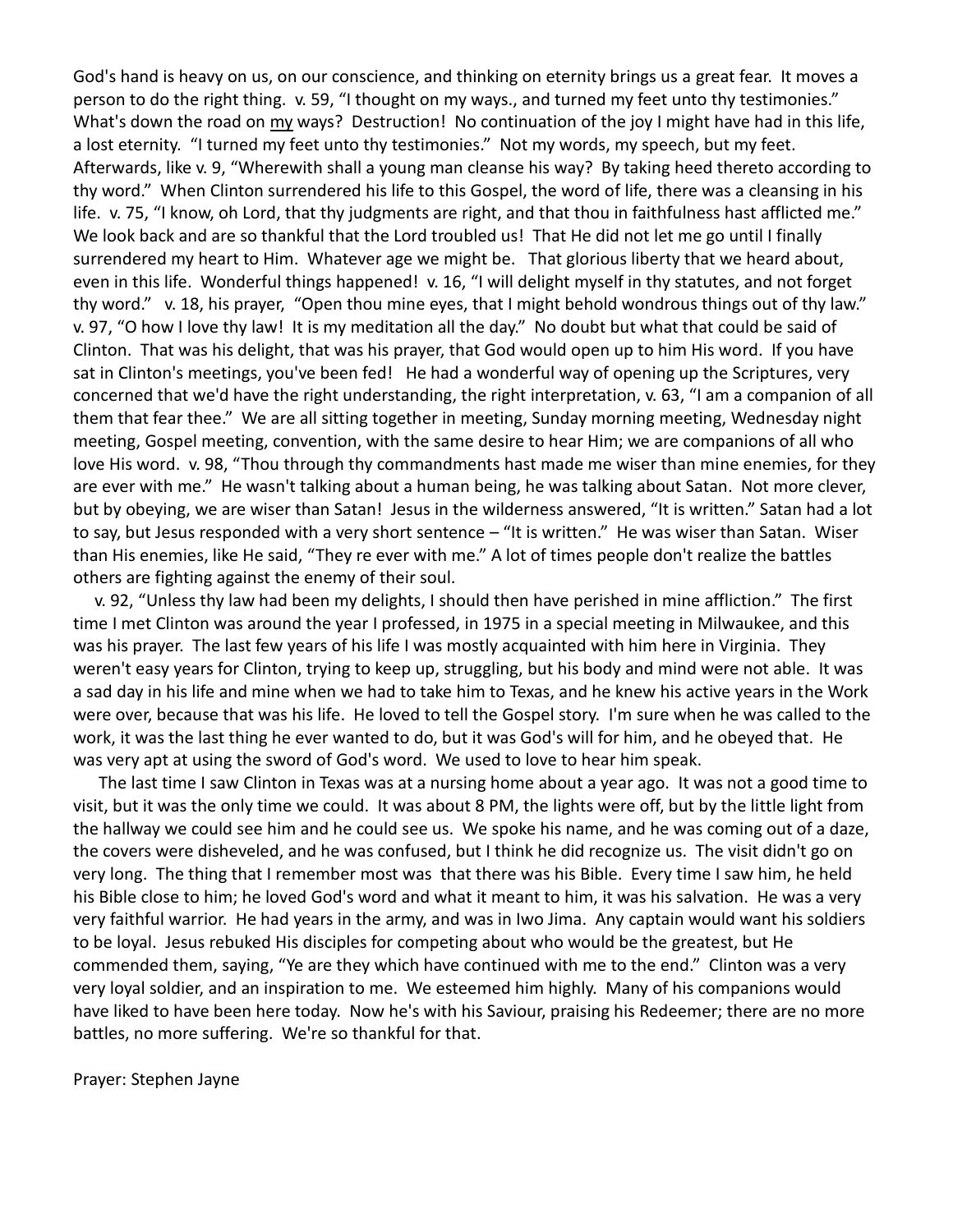God's hand is heavy on us, on our conscience, and thinking on eternity brings us a great fear. It moves a person to do the right thing. v. 59, "I thought on my ways., and turned my feet unto thy testimonies." What's down the road on <u>my</u> ways? Destruction! No continuation of the joy I might have had in this life, a lost eternity. "I turned my feet unto thy testimonies." Not my words, my speech, but my feet. Afterwards, like v. 9, "Wherewith shall a young man cleanse his way? By taking heed thereto according to thy word." When Clinton surrendered his life to this Gospel, the word of life, there was a cleansing in his life. v. 75, "I know, oh Lord, that thy judgments are right, and that thou in faithfulness hast afflicted me." We look back and are so thankful that the Lord troubled us! That He did not let me go until I finally surrendered my heart to Him. Whatever age we might be. That glorious liberty that we heard about, even in this life. Wonderful things happened! v. 16, "I will delight myself in thy statutes, and not forget thy word." v. 18, his prayer, "Open thou mine eyes, that I might behold wondrous things out of thy law." v. 97, "O how I love thy law! It is my meditation all the day." No doubt but what that could be said of Clinton. That was his delight, that was his prayer, that God would open up to him His word. If you have sat in Clinton's meetings, you've been fed! He had a wonderful way of opening up the Scriptures, very concerned that we'd have the right understanding, the right interpretation, v. 63, "I am a companion of all them that fear thee." We are all sitting together in meeting, Sunday morning meeting, Wednesday night meeting, Gospel meeting, convention, with the same desire to hear Him; we are companions of all who love His word. v. 98, "Thou through thy commandments hast made me wiser than mine enemies, for they are ever with me." He wasn't talking about a human being, he was talking about Satan. Not more clever, but by obeying, we are wiser than Satan! Jesus in the wilderness answered, "It is written." Satan had a lot to say, but Jesus responded with a very short sentence – "It is written." He was wiser than Satan. Wiser than His enemies, like He said, "They re ever with me." A lot of times people don't realize the battles others are fighting against the enemy of their soul.

v. 92, "Unless thy law had been my delights, I should then have perished in mine affliction." The first time I met Clinton was around the year I professed, in 1975 in a special meeting in Milwaukee, and this was his prayer. The last few years of his life I was mostly acquainted with him here in Virginia. They weren't easy years for Clinton, trying to keep up, struggling, but his body and mind were not able. It was a sad day in his life and mine when we had to take him to Texas, and he knew his active years in the Work were over, because that was his life. He loved to tell the Gospel story. I'm sure when he was called to the work, it was the last thing he ever wanted to do, but it was God's will for him, and he obeyed that. He was very apt at using the sword of God's word. We used to love to hear him speak.

The last time I saw Clinton in Texas was at a nursing home about a year ago. It was not a good time to visit, but it was the only time we could. It was about 8 PM, the lights were off, but by the little light from the hallway we could see him and he could see us. We spoke his name, and he was coming out of a daze, the covers were disheveled, and he was confused, but I think he did recognize us. The visit didn't go on very long. The thing that I remember most was that there was his Bible. Every time I saw him, he held his Bible close to him; he loved God's word and what it meant to him, it was his salvation. He was a very very faithful warrior. He had years in the army, and was in Iwo Jima. Any captain would want his soldiers to be loyal. Jesus rebuked His disciples for competing about who would be the greatest, but He commended them, saying, "Ye are they which have continued with me to the end." Clinton was a very very loyal soldier, and an inspiration to me. We esteemed him highly. Many of his companions would have liked to have been here today. Now he's with his Saviour, praising his Redeemer; there are no more battles, no more suffering. We're so thankful for that.

Prayer: Stephen Jayne